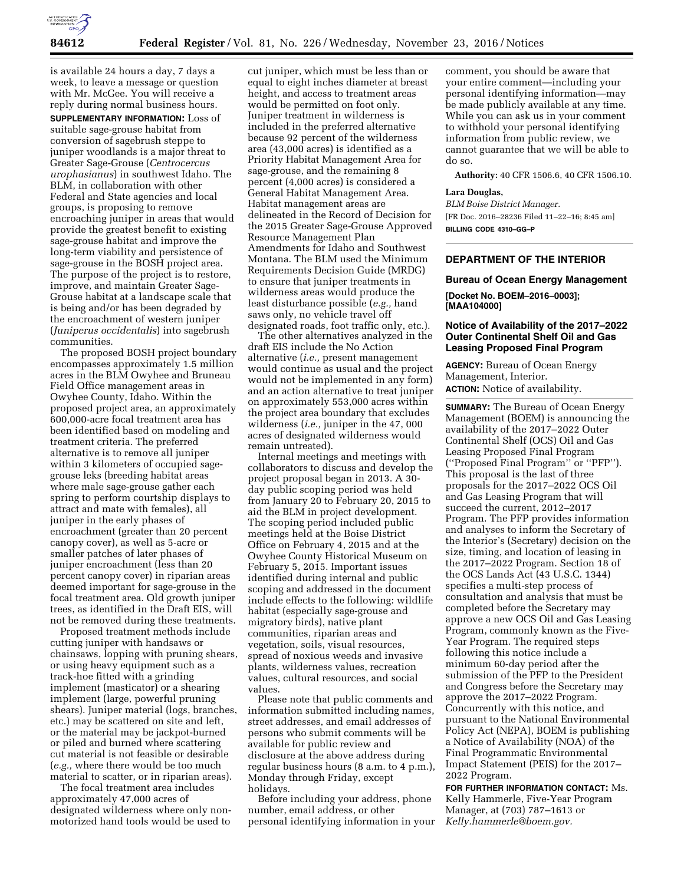is available 24 hours a day, 7 days a week, to leave a message or question with Mr. McGee. You will receive a reply during normal business hours.

**SUPPLEMENTARY INFORMATION:** Loss of suitable sage-grouse habitat from conversion of sagebrush steppe to juniper woodlands is a major threat to Greater Sage-Grouse (*Centrocercus urophasianus*) in southwest Idaho. The BLM, in collaboration with other Federal and State agencies and local groups, is proposing to remove encroaching juniper in areas that would provide the greatest benefit to existing sage-grouse habitat and improve the long-term viability and persistence of sage-grouse in the BOSH project area. The purpose of the project is to restore, improve, and maintain Greater Sage-Grouse habitat at a landscape scale that is being and/or has been degraded by the encroachment of western juniper (*Juniperus occidentalis*) into sagebrush communities.

The proposed BOSH project boundary encompasses approximately 1.5 million acres in the BLM Owyhee and Bruneau Field Office management areas in Owyhee County, Idaho. Within the proposed project area, an approximately 600,000-acre focal treatment area has been identified based on modeling and treatment criteria. The preferred alternative is to remove all juniper within 3 kilometers of occupied sage-grouse leks (breeding habitat areas where male sage-grouse gather each spring to perform courtship displays to attract and mate with females), all juniper in the early phases of encroachment (greater than 20 percent canopy cover), as well as 5-acre or smaller patches of later phases of juniper encroachment (less than 20 percent canopy cover) in riparian areas deemed important for sage-grouse in the focal treatment area. Old growth juniper trees, as identified in the Draft EIS, will not be removed during these treatments.

Proposed treatment methods include cutting juniper with handsaws or chainsaws, lopping with pruning shears, or using heavy equipment such as a track-hoe fitted with a grinding implement (masticator) or a shearing implement (large, powerful pruning shears). Juniper material (logs, branches, etc.) may be scattered on site and left, or the material may be jackpot-burned or piled and burned where scattering cut material is not feasible or desirable (*e.g.,* where there would be too much material to scatter, or in riparian areas).

The focal treatment area includes approximately 47,000 acres of designated wilderness where only non-motorized hand tools would be used to cut juniper, which must be less than or equal to eight inches diameter at breast height, and access to treatment areas would be permitted on foot only. Juniper treatment in wilderness is included in the preferred alternative because 92 percent of the wilderness area (43,000 acres) is identified as a Priority Habitat Management Area for sage-grouse, and the remaining 8 percent (4,000 acres) is considered a General Habitat Management Area. Habitat management areas are delineated in the Record of Decision for the 2015 Greater Sage-Grouse Approved Resource Management Plan Amendments for Idaho and Southwest Montana. The BLM used the Minimum Requirements Decision Guide (MRDG) to ensure that juniper treatments in wilderness areas would produce the least disturbance possible (*e.g.,* hand saws only, no vehicle travel off designated roads, foot traffic only, etc.).

The other alternatives analyzed in the draft EIS include the No Action alternative (*i.e.,* present management would continue as usual and the project would not be implemented in any form) and an action alternative to treat juniper on approximately 553,000 acres within the project area boundary that excludes wilderness (*i.e.,* juniper in the 47, 000 acres of designated wilderness would remain untreated).

Internal meetings and meetings with collaborators to discuss and develop the project proposal began in 2013. A 30-day public scoping period was held from January 20 to February 20, 2015 to aid the BLM in project development. The scoping period included public meetings held at the Boise District Office on February 4, 2015 and at the Owyhee County Historical Museum on February 5, 2015. Important issues identified during internal and public scoping and addressed in the document include effects to the following: wildlife habitat (especially sage-grouse and migratory birds), native plant communities, riparian areas and vegetation, soils, visual resources, spread of noxious weeds and invasive plants, wilderness values, recreation values, cultural resources, and social values.

Please note that public comments and information submitted including names, street addresses, and email addresses of persons who submit comments will be available for public review and disclosure at the above address during regular business hours (8 a.m. to 4 p.m.), Monday through Friday, except holidays.

Before including your address, phone number, email address, or other personal identifying information in your comment, you should be aware that your entire comment—including your personal identifying information—may be made publicly available at any time. While you can ask us in your comment to withhold your personal identifying information from public review, we cannot guarantee that we will be able to do so.

**Authority:** 40 CFR 1506.6, 40 CFR 1506.10.

**Lara Douglas,**

*BLM Boise District Manager.*

[FR Doc. 2016–28236 Filed 11–22–16; 8:45 am]

**BILLING CODE 4310–GG–P**

## DEPARTMENT OF THE INTERIOR

### Bureau of Ocean Energy Management

**[Docket No. BOEM–2016–0003]; [MAA104000]**

### Notice of Availability of the 2017–2022 Outer Continental Shelf Oil and Gas Leasing Proposed Final Program

**AGENCY:** Bureau of Ocean Energy Management, Interior.

**ACTION:** Notice of availability.

**SUMMARY:** The Bureau of Ocean Energy Management (BOEM) is announcing the availability of the 2017–2022 Outer Continental Shelf (OCS) Oil and Gas Leasing Proposed Final Program (''Proposed Final Program'' or ''PFP''). This proposal is the last of three proposals for the 2017–2022 OCS Oil and Gas Leasing Program that will succeed the current, 2012–2017 Program. The PFP provides information and analyses to inform the Secretary of the Interior's (Secretary) decision on the size, timing, and location of leasing in the 2017–2022 Program. Section 18 of the OCS Lands Act (43 U.S.C. 1344) specifies a multi-step process of consultation and analysis that must be completed before the Secretary may approve a new OCS Oil and Gas Leasing Program, commonly known as the Five-Year Program. The required steps following this notice include a minimum 60-day period after the submission of the PFP to the President and Congress before the Secretary may approve the 2017–2022 Program. Concurrently with this notice, and pursuant to the National Environmental Policy Act (NEPA), BOEM is publishing a Notice of Availability (NOA) of the Final Programmatic Environmental Impact Statement (PEIS) for the 2017–2022 Program.

**FOR FURTHER INFORMATION CONTACT:** Ms. Kelly Hammerle, Five-Year Program Manager, at (703) 787–1613 or *Kelly.hammerle@boem.gov.*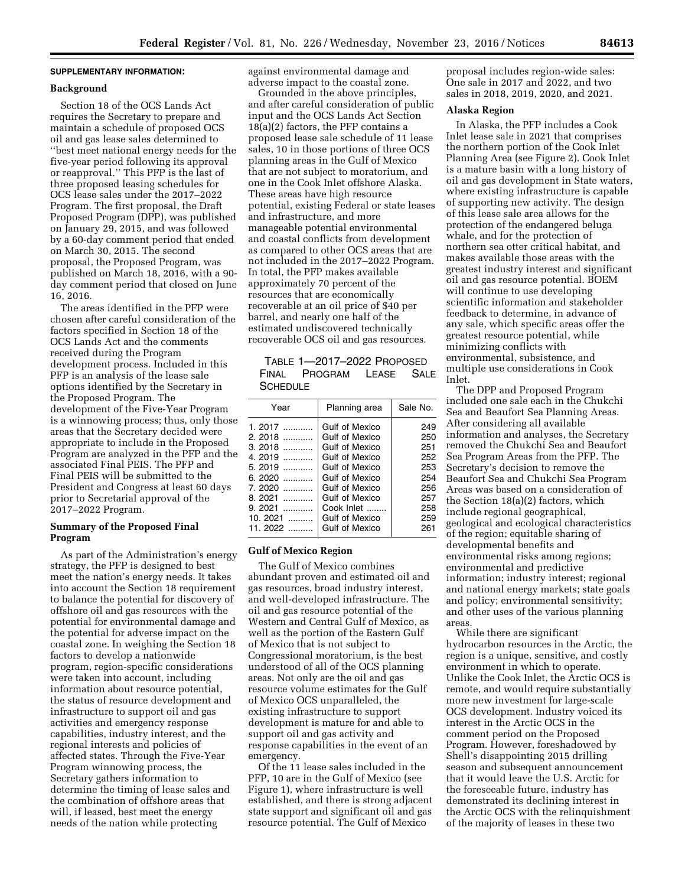**SUPPLEMENTARY INFORMATION:**

### Background

Section 18 of the OCS Lands Act requires the Secretary to prepare and maintain a schedule of proposed OCS oil and gas lease sales determined to ''best meet national energy needs for the five-year period following its approval or reapproval.'' This PFP is the last of three proposed leasing schedules for OCS lease sales under the 2017–2022 Program. The first proposal, the Draft Proposed Program (DPP), was published on January 29, 2015, and was followed by a 60-day comment period that ended on March 30, 2015. The second proposal, the Proposed Program, was published on March 18, 2016, with a 90-day comment period that closed on June 16, 2016.

The areas identified in the PFP were chosen after careful consideration of the factors specified in Section 18 of the OCS Lands Act and the comments received during the Program development process. Included in this PFP is an analysis of the lease sale options identified by the Secretary in the Proposed Program. The development of the Five-Year Program is a winnowing process; thus, only those areas that the Secretary decided were appropriate to include in the Proposed Program are analyzed in the PFP and the associated Final PEIS. The PFP and Final PEIS will be submitted to the President and Congress at least 60 days prior to Secretarial approval of the 2017–2022 Program.

### Summary of the Proposed Final Program

As part of the Administration's energy strategy, the PFP is designed to best meet the nation's energy needs. It takes into account the Section 18 requirement to balance the potential for discovery of offshore oil and gas resources with the potential for environmental damage and the potential for adverse impact on the coastal zone. In weighing the Section 18 factors to develop a nationwide program, region-specific considerations were taken into account, including information about resource potential, the status of resource development and infrastructure to support oil and gas activities and emergency response capabilities, industry interest, and the regional interests and policies of affected states. Through the Five-Year Program winnowing process, the Secretary gathers information to determine the timing of lease sales and the combination of offshore areas that will, if leased, best meet the energy needs of the nation while protecting against environmental damage and adverse impact to the coastal zone.

Grounded in the above principles, and after careful consideration of public input and the OCS Lands Act Section 18(a)(2) factors, the PFP contains a proposed lease sale schedule of 11 lease sales, 10 in those portions of three OCS planning areas in the Gulf of Mexico that are not subject to moratorium, and one in the Cook Inlet offshore Alaska. These areas have high resource potential, existing Federal or state leases and infrastructure, and more manageable potential environmental and coastal conflicts from development as compared to other OCS areas that are not included in the 2017–2022 Program. In total, the PFP makes available approximately 70 percent of the resources that are economically recoverable at an oil price of $40 per barrel, and nearly one half of the estimated undiscovered technically recoverable OCS oil and gas resources.

TABLE 1—2017–2022 PROPOSED FINAL PROGRAM LEASE SALE SCHEDULE

| Year | Planning area | Sale No. |
|---|---|---|
| 1. 2017 | Gulf of Mexico | 249 |
| 2. 2018 | Gulf of Mexico | 250 |
| 3. 2018 | Gulf of Mexico | 251 |
| 4. 2019 | Gulf of Mexico | 252 |
| 5. 2019 | Gulf of Mexico | 253 |
| 6. 2020 | Gulf of Mexico | 254 |
| 7. 2020 | Gulf of Mexico | 256 |
| 8. 2021 | Gulf of Mexico | 257 |
| 9. 2021 | Cook Inlet | 258 |
| 10. 2021 | Gulf of Mexico | 259 |
| 11. 2022 | Gulf of Mexico | 261 |

### Gulf of Mexico Region

The Gulf of Mexico combines abundant proven and estimated oil and gas resources, broad industry interest, and well-developed infrastructure. The oil and gas resource potential of the Western and Central Gulf of Mexico, as well as the portion of the Eastern Gulf of Mexico that is not subject to Congressional moratorium, is the best understood of all of the OCS planning areas. Not only are the oil and gas resource volume estimates for the Gulf of Mexico OCS unparalleled, the existing infrastructure to support development is mature for and able to support oil and gas activity and response capabilities in the event of an emergency.

Of the 11 lease sales included in the PFP, 10 are in the Gulf of Mexico (see Figure 1), where infrastructure is well established, and there is strong adjacent state support and significant oil and gas resource potential. The Gulf of Mexico proposal includes region-wide sales: One sale in 2017 and 2022, and two sales in 2018, 2019, 2020, and 2021.

### Alaska Region

In Alaska, the PFP includes a Cook Inlet lease sale in 2021 that comprises the northern portion of the Cook Inlet Planning Area (see Figure 2). Cook Inlet is a mature basin with a long history of oil and gas development in State waters, where existing infrastructure is capable of supporting new activity. The design of this lease sale area allows for the protection of the endangered beluga whale, and for the protection of northern sea otter critical habitat, and makes available those areas with the greatest industry interest and significant oil and gas resource potential. BOEM will continue to use developing scientific information and stakeholder feedback to determine, in advance of any sale, which specific areas offer the greatest resource potential, while minimizing conflicts with environmental, subsistence, and multiple use considerations in Cook Inlet.

The DPP and Proposed Program included one sale each in the Chukchi Sea and Beaufort Sea Planning Areas. After considering all available information and analyses, the Secretary removed the Chukchi Sea and Beaufort Sea Program Areas from the PFP. The Secretary's decision to remove the Beaufort Sea and Chukchi Sea Program Areas was based on a consideration of the Section 18(a)(2) factors, which include regional geographical, geological and ecological characteristics of the region; equitable sharing of developmental benefits and environmental risks among regions; environmental and predictive information; industry interest; regional and national energy markets; state goals and policy; environmental sensitivity; and other uses of the various planning areas.

While there are significant hydrocarbon resources in the Arctic, the region is a unique, sensitive, and costly environment in which to operate. Unlike the Cook Inlet, the Arctic OCS is remote, and would require substantially more new investment for large-scale OCS development. Industry voiced its interest in the Arctic OCS in the comment period on the Proposed Program. However, foreshadowed by Shell's disappointing 2015 drilling season and subsequent announcement that it would leave the U.S. Arctic for the foreseeable future, industry has demonstrated its declining interest in the Arctic OCS with the relinquishment of the majority of leases in these two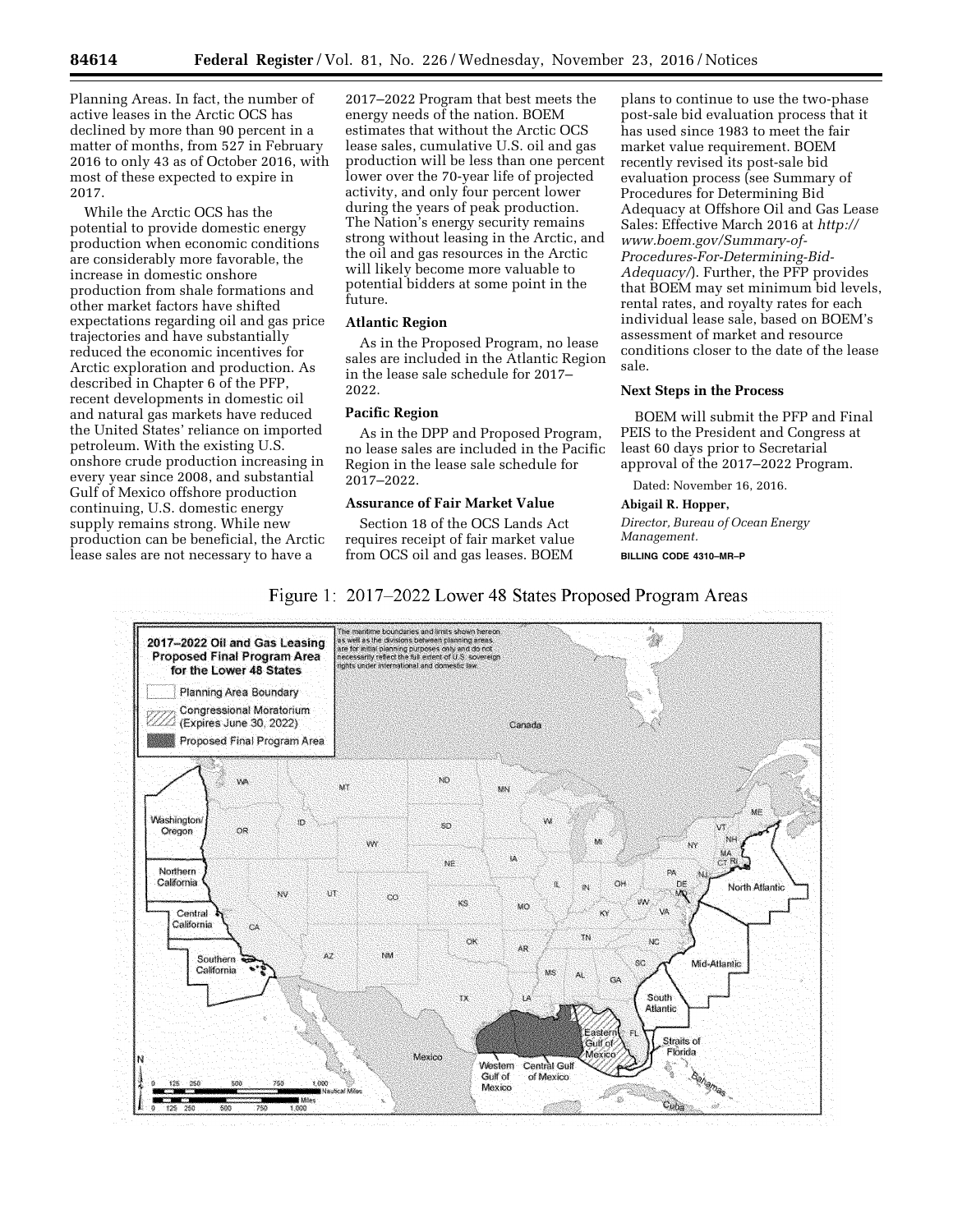Planning Areas. In fact, the number of active leases in the Arctic OCS has declined by more than 90 percent in a matter of months, from 527 in February 2016 to only 43 as of October 2016, with most of these expected to expire in 2017.

While the Arctic OCS has the potential to provide domestic energy production when economic conditions are considerably more favorable, the increase in domestic onshore production from shale formations and other market factors have shifted expectations regarding oil and gas price trajectories and have substantially reduced the economic incentives for Arctic exploration and production. As described in Chapter 6 of the PFP, recent developments in domestic oil and natural gas markets have reduced the United States' reliance on imported petroleum. With the existing U.S. onshore crude production increasing in every year since 2008, and substantial Gulf of Mexico offshore production continuing, U.S. domestic energy supply remains strong. While new production can be beneficial, the Arctic lease sales are not necessary to have a 2017–2022 Program that best meets the energy needs of the nation. BOEM estimates that without the Arctic OCS lease sales, cumulative U.S. oil and gas production will be less than one percent lower over the 70-year life of projected activity, and only four percent lower during the years of peak production. The Nation's energy security remains strong without leasing in the Arctic, and the oil and gas resources in the Arctic will likely become more valuable to potential bidders at some point in the future.

**Atlantic Region**

As in the Proposed Program, no lease sales are included in the Atlantic Region in the lease sale schedule for 2017–2022.

**Pacific Region**

As in the DPP and Proposed Program, no lease sales are included in the Pacific Region in the lease sale schedule for 2017–2022.

**Assurance of Fair Market Value**

Section 18 of the OCS Lands Act requires receipt of fair market value from OCS oil and gas leases. BOEM plans to continue to use the two-phase post-sale bid evaluation process that it has used since 1983 to meet the fair market value requirement. BOEM recently revised its post-sale bid evaluation process (see Summary of Procedures for Determining Bid Adequacy at Offshore Oil and Gas Lease Sales: Effective March 2016 at *http://www.boem.gov/Summary-of-Procedures-For-Determining-Bid-Adequacy/*). Further, the PFP provides that BOEM may set minimum bid levels, rental rates, and royalty rates for each individual lease sale, based on BOEM's assessment of market and resource conditions closer to the date of the lease sale.

**Next Steps in the Process**

BOEM will submit the PFP and Final PEIS to the President and Congress at least 60 days prior to Secretarial approval of the 2017–2022 Program.

Dated: November 16, 2016.

**Abigail R. Hopper,**

*Director, Bureau of Ocean Energy Management.*

**BILLING CODE 4310–MR–P**

Figure 1: 2017–2022 Lower 48 States Proposed Program Areas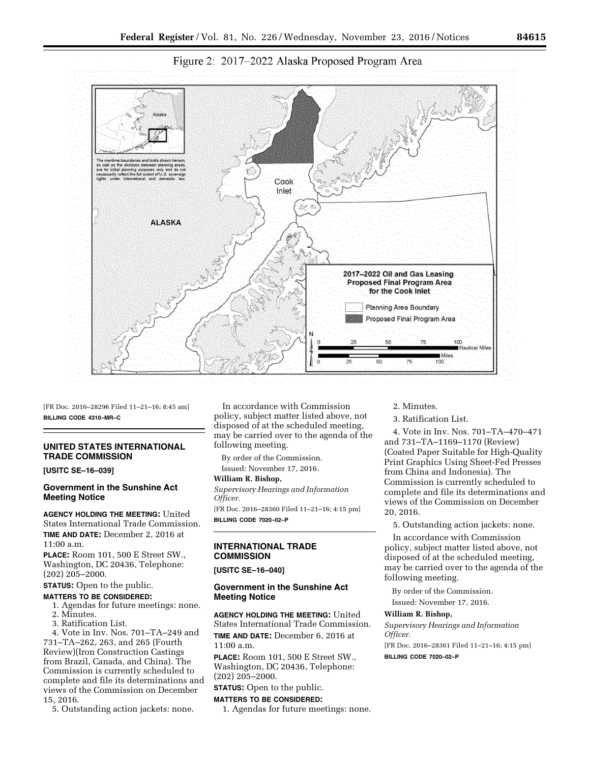Figure 2: 2017–2022 Alaska Proposed Program Area

The maritime boundaries and limits shown hereon, as well as the divisions between planning areas, are for initial planning purposes only and do not necessarily reflect the full extent of U.S. sovereign rights under international and domestic law.

Alaska

Cook Inlet

ALASKA

2017–2022 Oil and Gas Leasing Proposed Final Program Area for the Cook Inlet

Planning Area Boundary

Proposed Final Program Area

N

0 25 50 75 100 Nautical Miles

0 25 50 75 100 Miles

[FR Doc. 2016–28296 Filed 11–21–16; 8:45 am]

**BILLING CODE 4310–MR–C**

---

## UNITED STATES INTERNATIONAL TRADE COMMISSION

**[USITC SE–16–039]**

### Government in the Sunshine Act Meeting Notice

**AGENCY HOLDING THE MEETING:** United States International Trade Commission.

**TIME AND DATE:** December 2, 2016 at 11:00 a.m.

**PLACE:** Room 101, 500 E Street SW., Washington, DC 20436, Telephone: (202) 205–2000.

**STATUS:** Open to the public.

**MATTERS TO BE CONSIDERED:**

1. Agendas for future meetings: none.
2. Minutes.
3. Ratification List.
4. Vote in Inv. Nos. 701–TA–249 and 731–TA–262, 263, and 265 (Fourth Review)(Iron Construction Castings from Brazil, Canada, and China). The Commission is currently scheduled to complete and file its determinations and views of the Commission on December 15, 2016.
5. Outstanding action jackets: none.

In accordance with Commission policy, subject matter listed above, not disposed of at the scheduled meeting, may be carried over to the agenda of the following meeting.

By order of the Commission.

Issued: November 17, 2016.

**William R. Bishop,**

*Supervisory Hearings and Information Officer.*

[FR Doc. 2016–28360 Filed 11–21–16; 4:15 pm]

**BILLING CODE 7020–02–P**

---

## INTERNATIONAL TRADE COMMISSION

**[USITC SE–16–040]**

### Government in the Sunshine Act Meeting Notice

**AGENCY HOLDING THE MEETING:** United States International Trade Commission.

**TIME AND DATE:** December 6, 2016 at 11:00 a.m.

**PLACE:** Room 101, 500 E Street SW., Washington, DC 20436, Telephone: (202) 205–2000.

**STATUS:** Open to the public.

**MATTERS TO BE CONSIDERED:**

1. Agendas for future meetings: none.
2. Minutes.
3. Ratification List.
4. Vote in Inv. Nos. 701–TA–470–471 and 731–TA–1169–1170 (Review) (Coated Paper Suitable for High-Quality Print Graphics Using Sheet-Fed Presses from China and Indonesia). The Commission is currently scheduled to complete and file its determinations and views of the Commission on December 20, 2016.
5. Outstanding action jackets: none.

In accordance with Commission policy, subject matter listed above, not disposed of at the scheduled meeting, may be carried over to the agenda of the following meeting.

By order of the Commission.

Issued: November 17, 2016.

**William R. Bishop,**

*Supervisory Hearings and Information Officer.*

[FR Doc. 2016–28361 Filed 11–21–16; 4:15 pm]

**BILLING CODE 7020–02–P**